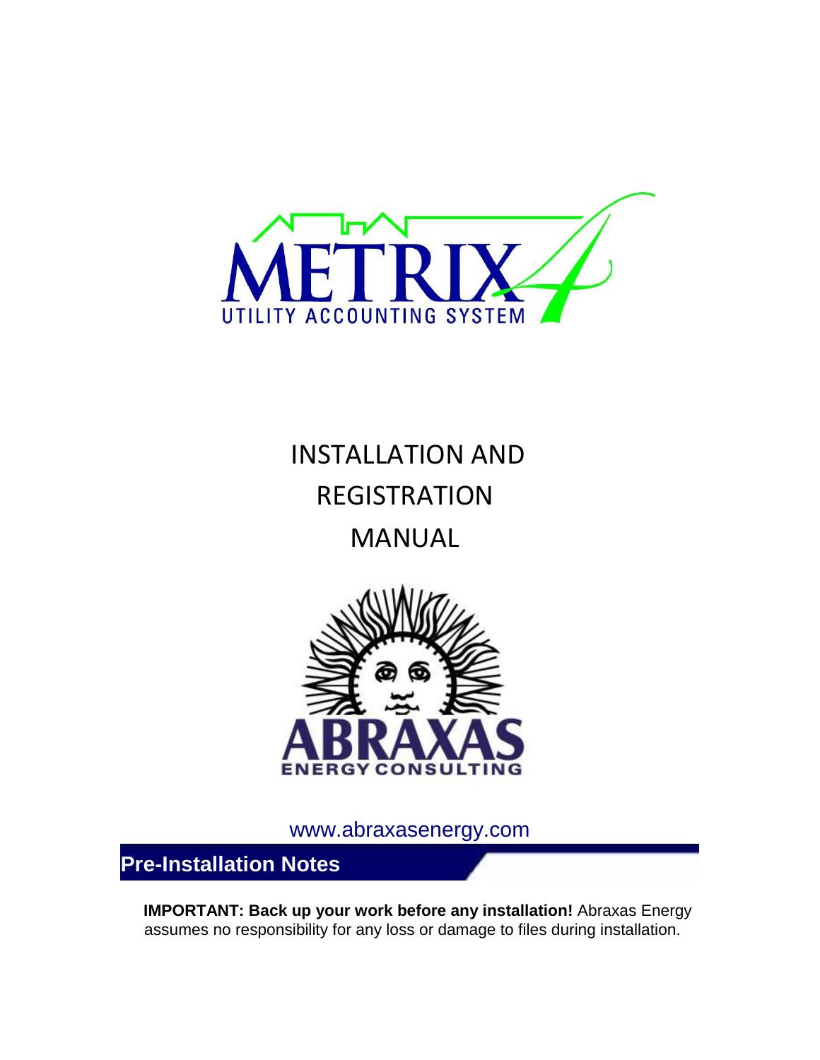METRIX 4

UTILITY ACCOUNTING SYSTEM

# INSTALLATION AND REGISTRATION MANUAL

ABRAXAS

ENERGY CONSULTING

www.abraxasenergy.com

## Pre-Installation Notes

**IMPORTANT: Back up your work before any installation!** Abraxas Energy assumes no responsibility for any loss or damage to files during installation.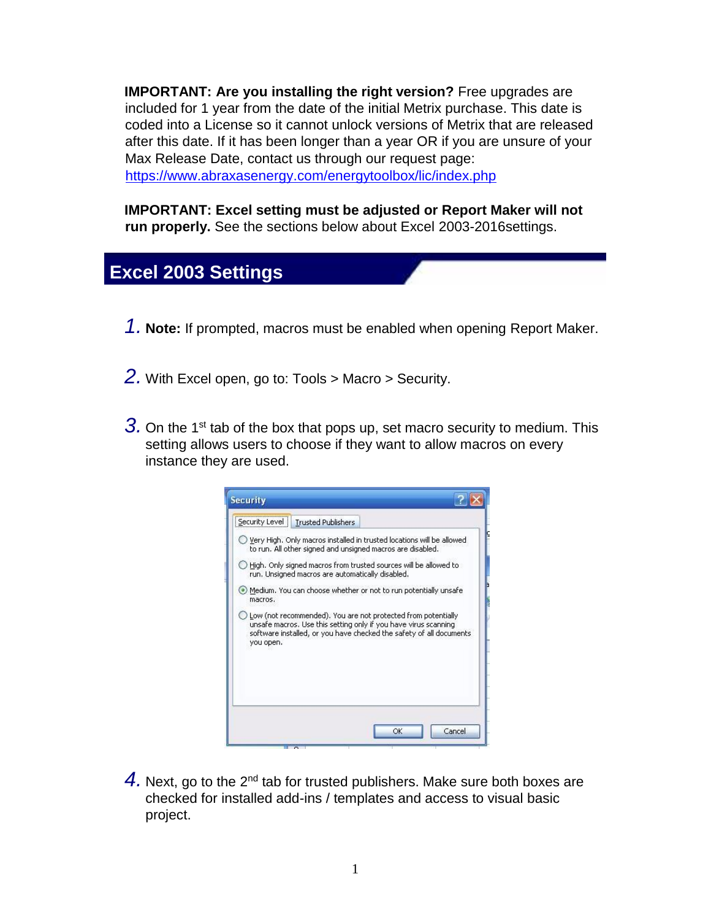**IMPORTANT: Are you installing the right version?** Free upgrades are included for 1 year from the date of the initial Metrix purchase. This date is coded into a License so it cannot unlock versions of Metrix that are released after this date. If it has been longer than a year OR if you are unsure of your Max Release Date, contact us through our request page: https://www.abraxasenergy.com/energytoolbox/lic/index.php

**IMPORTANT: Excel setting must be adjusted or Report Maker will not run properly.** See the sections below about Excel 2003-2016settings.

## Excel 2003 Settings

1. **Note:** If prompted, macros must be enabled when opening Report Maker.

2. With Excel open, go to: Tools > Macro > Security.

3. On the 1st tab of the box that pops up, set macro security to medium. This setting allows users to choose if they want to allow macros on every instance they are used.

4. Next, go to the 2nd tab for trusted publishers. Make sure both boxes are checked for installed add-ins / templates and access to visual basic project.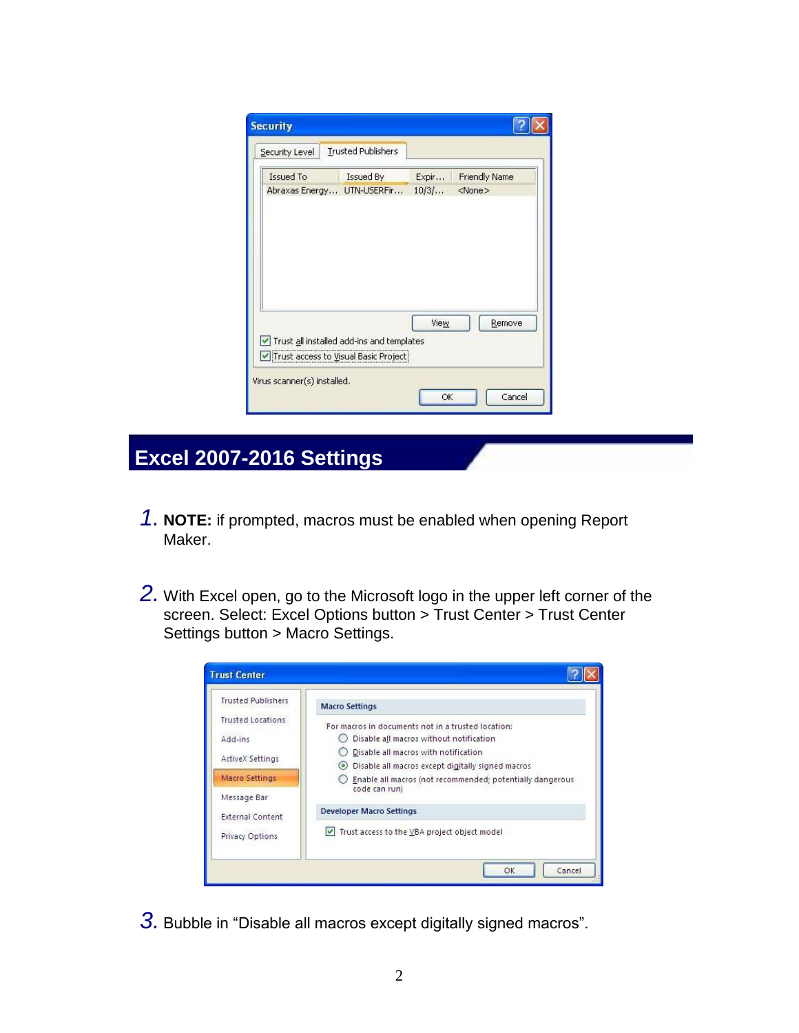## Excel 2007-2016 Settings

1. **NOTE:** if prompted, macros must be enabled when opening Report Maker.

2. With Excel open, go to the Microsoft logo in the upper left corner of the screen. Select: Excel Options button > Trust Center > Trust Center Settings button > Macro Settings.

3. Bubble in “Disable all macros except digitally signed macros”.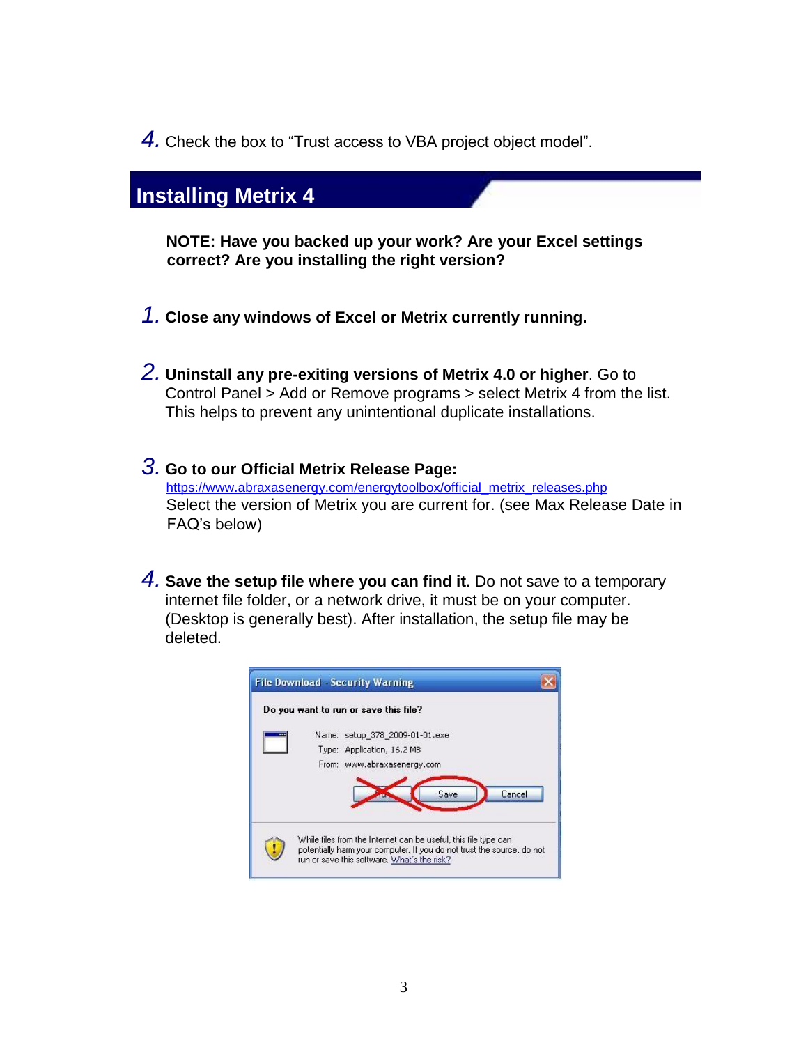4. Check the box to “Trust access to VBA project object model”.

## Installing Metrix 4

**NOTE: Have you backed up your work? Are your Excel settings correct? Are you installing the right version?**

1. **Close any windows of Excel or Metrix currently running.**

2. **Uninstall any pre-exiting versions of Metrix 4.0 or higher**. Go to Control Panel > Add or Remove programs > select Metrix 4 from the list. This helps to prevent any unintentional duplicate installations.

3. **Go to our Official Metrix Release Page:** https://www.abraxasenergy.com/energytoolbox/official_metrix_releases.php Select the version of Metrix you are current for. (see Max Release Date in FAQ’s below)

4. **Save the setup file where you can find it.** Do not save to a temporary internet file folder, or a network drive, it must be on your computer. (Desktop is generally best). After installation, the setup file may be deleted.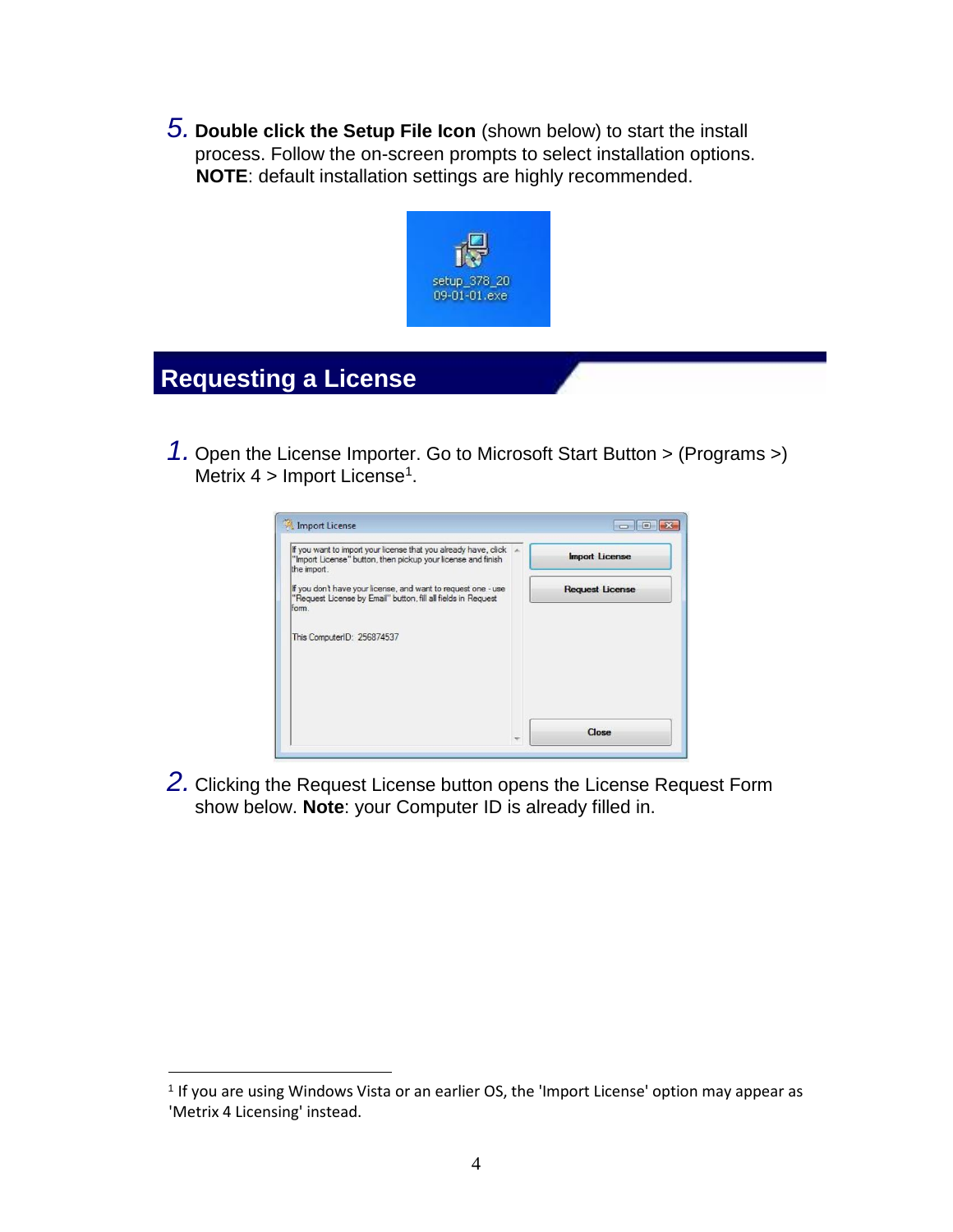5. **Double click the Setup File Icon** (shown below) to start the install process. Follow the on-screen prompts to select installation options. **NOTE**: default installation settings are highly recommended.

## Requesting a License

1. Open the License Importer. Go to Microsoft Start Button > (Programs >) Metrix 4 > Import License[1].

2. Clicking the Request License button opens the License Request Form show below. **Note**: your Computer ID is already filled in.

[1] If you are using Windows Vista or an earlier OS, the 'Import License' option may appear as 'Metrix 4 Licensing' instead.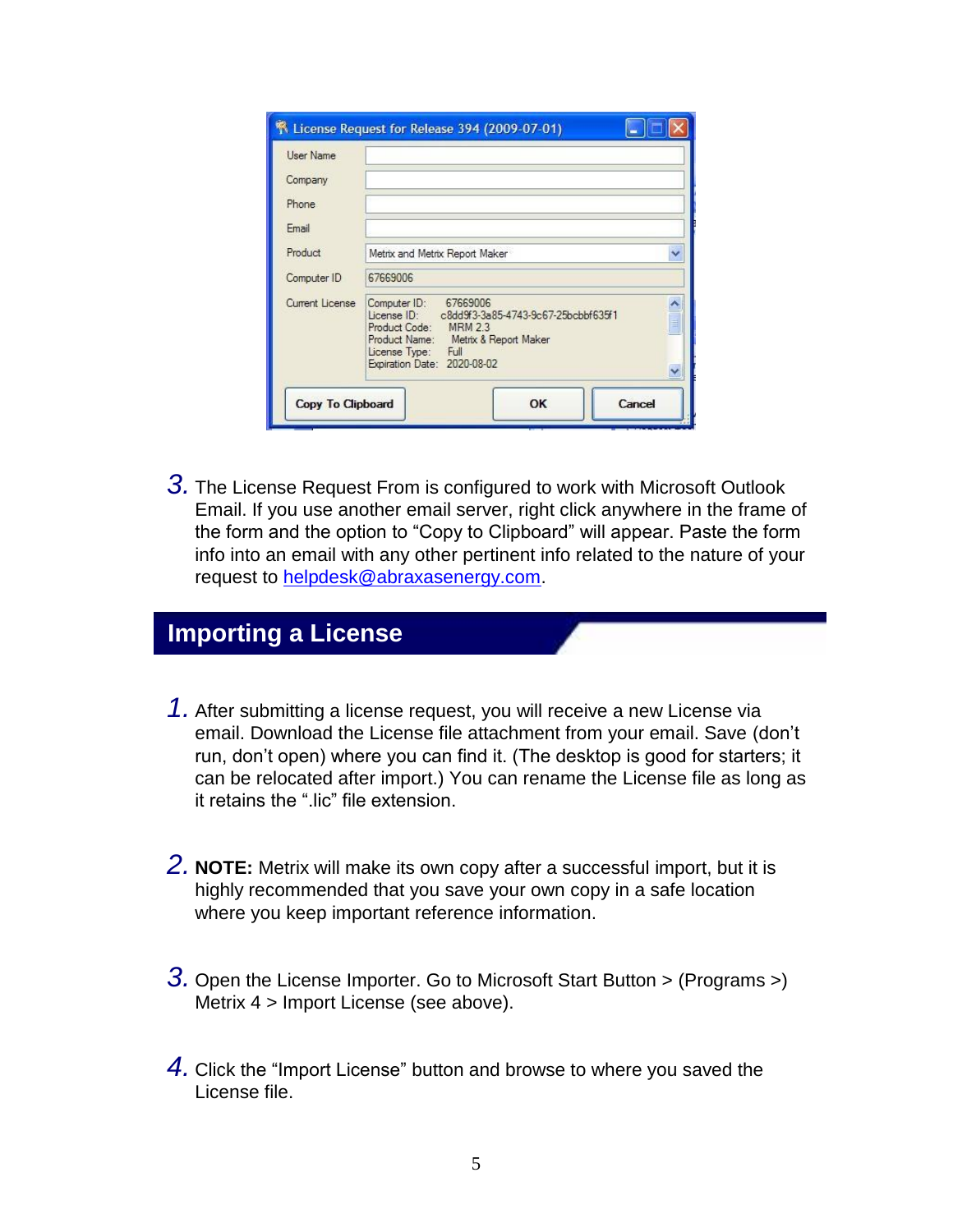3. The License Request From is configured to work with Microsoft Outlook Email. If you use another email server, right click anywhere in the frame of the form and the option to "Copy to Clipboard" will appear. Paste the form info into an email with any other pertinent info related to the nature of your request to helpdesk@abraxasenergy.com.

## Importing a License

1. After submitting a license request, you will receive a new License via email. Download the License file attachment from your email. Save (don't run, don't open) where you can find it. (The desktop is good for starters; it can be relocated after import.) You can rename the License file as long as it retains the ".lic" file extension.

2. **NOTE:** Metrix will make its own copy after a successful import, but it is highly recommended that you save your own copy in a safe location where you keep important reference information.

3. Open the License Importer. Go to Microsoft Start Button > (Programs >) Metrix 4 > Import License (see above).

4. Click the "Import License" button and browse to where you saved the License file.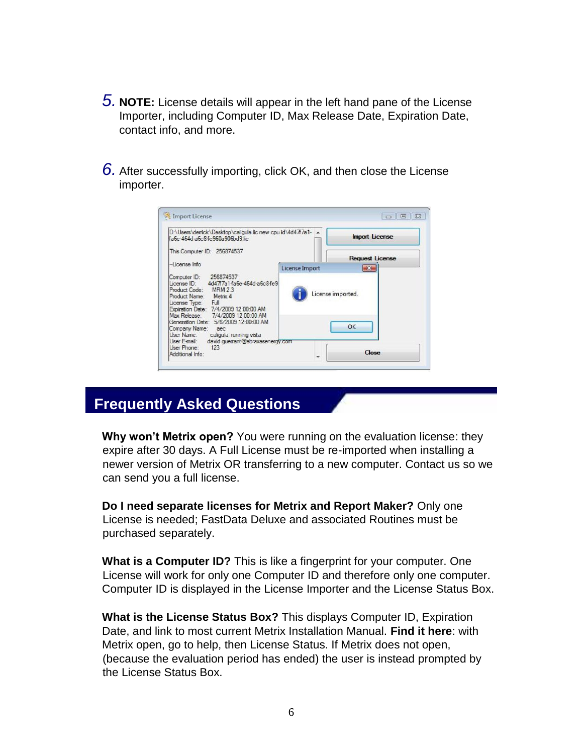5. **NOTE:** License details will appear in the left hand pane of the License Importer, including Computer ID, Max Release Date, Expiration Date, contact info, and more.

6. After successfully importing, click OK, and then close the License importer.

## Frequently Asked Questions

**Why won't Metrix open?** You were running on the evaluation license: they expire after 30 days. A Full License must be re-imported when installing a newer version of Metrix OR transferring to a new computer. Contact us so we can send you a full license.

**Do I need separate licenses for Metrix and Report Maker?** Only one License is needed; FastData Deluxe and associated Routines must be purchased separately.

**What is a Computer ID?** This is like a fingerprint for your computer. One License will work for only one Computer ID and therefore only one computer. Computer ID is displayed in the License Importer and the License Status Box.

**What is the License Status Box?** This displays Computer ID, Expiration Date, and link to most current Metrix Installation Manual. **Find it here**: with Metrix open, go to help, then License Status. If Metrix does not open, (because the evaluation period has ended) the user is instead prompted by the License Status Box.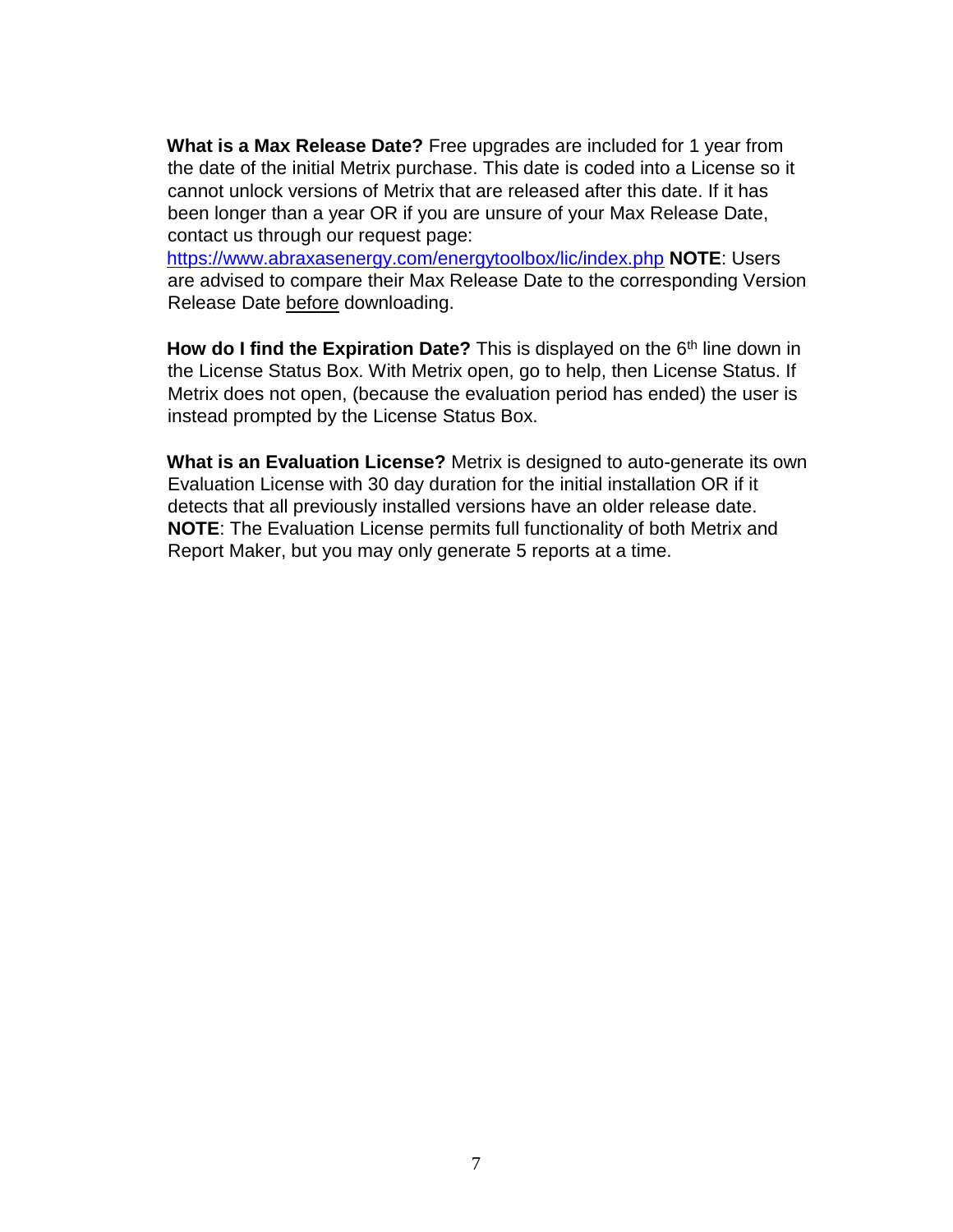**What is a Max Release Date?** Free upgrades are included for 1 year from the date of the initial Metrix purchase. This date is coded into a License so it cannot unlock versions of Metrix that are released after this date. If it has been longer than a year OR if you are unsure of your Max Release Date, contact us through our request page: [https://www.abraxasenergy.com/energytoolbox/lic/index.php](https://www.abraxasenergy.com/energytoolbox/lic/index.php) **NOTE**: Users are advised to compare their Max Release Date to the corresponding Version Release Date before downloading.

**How do I find the Expiration Date?** This is displayed on the 6th line down in the License Status Box. With Metrix open, go to help, then License Status. If Metrix does not open, (because the evaluation period has ended) the user is instead prompted by the License Status Box.

**What is an Evaluation License?** Metrix is designed to auto-generate its own Evaluation License with 30 day duration for the initial installation OR if it detects that all previously installed versions have an older release date. **NOTE**: The Evaluation License permits full functionality of both Metrix and Report Maker, but you may only generate 5 reports at a time.